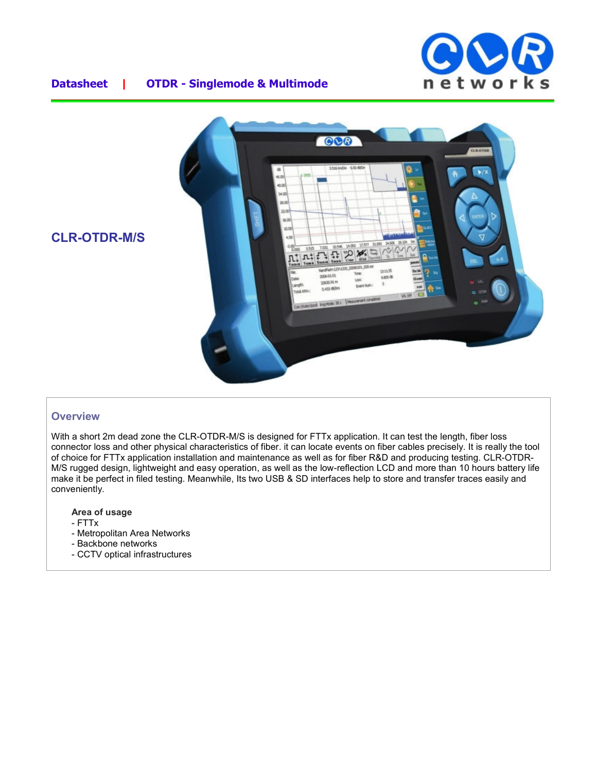**Datasheet** | **OTDR - Singlemode & Multimode**

## CLR-OTDR-M/S

### Overview

With a short 2m dead zone the CLR-OTDR-M/S is designed for FTTx application. It can test the length, fiber loss connector loss and other physical characteristics of fiber. it can locate events on fiber cables precisely. It is really the tool of choice for FTTx application installation and maintenance as well as for fiber R&D and producing testing. CLR-OTDR-M/S rugged design, lightweight and easy operation, as well as the low-reflection LCD and more than 10 hours battery life make it be perfect in filed testing. Meanwhile, Its two USB & SD interfaces help to store and transfer traces easily and conveniently.

**Area of usage**
- FTTx
- Metropolitan Area Networks
- Backbone networks
- CCTV optical infrastructures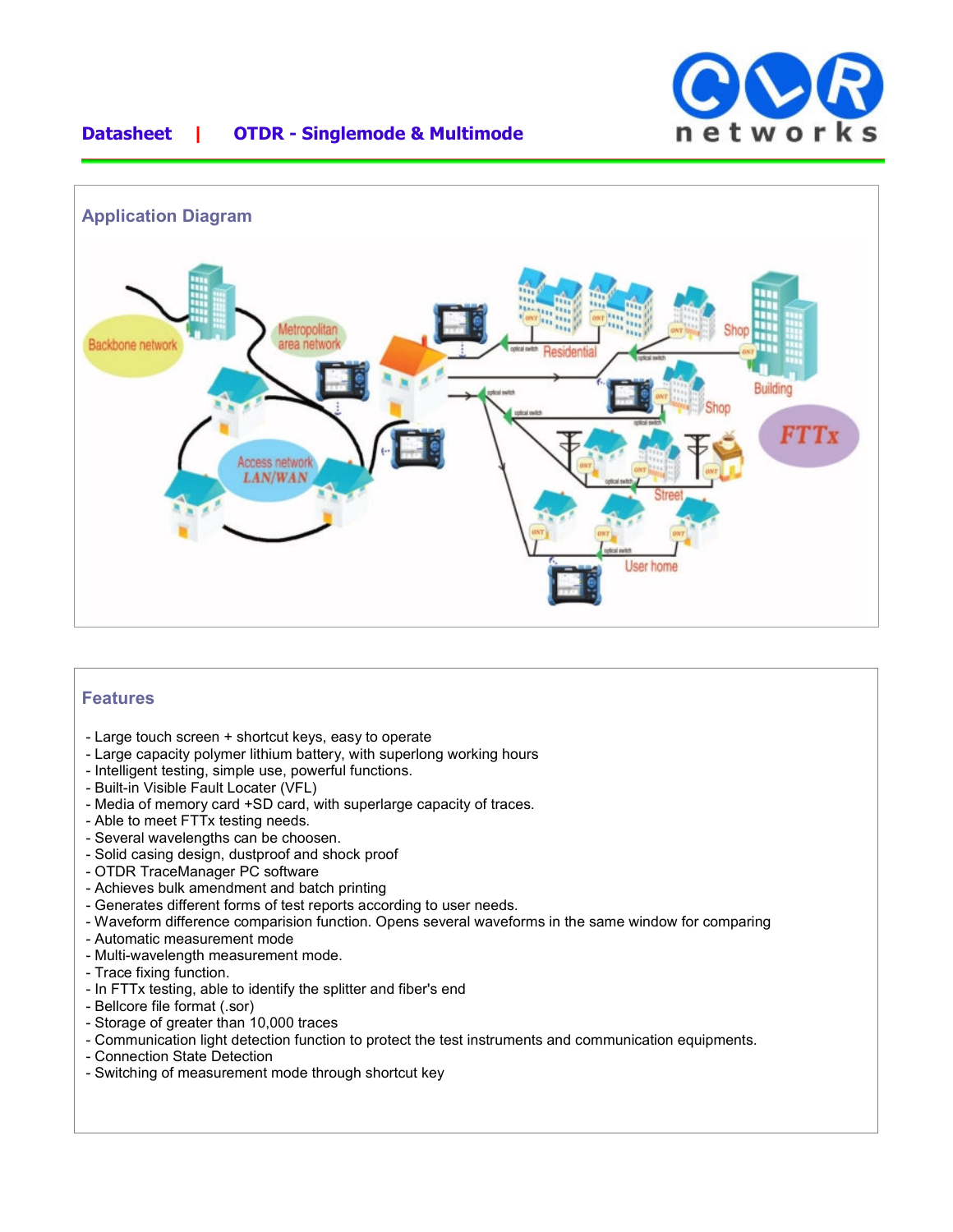## Application Diagram

## Features

- Large touch screen + shortcut keys, easy to operate
- Large capacity polymer lithium battery, with superlong working hours
- Intelligent testing, simple use, powerful functions.
- Built-in Visible Fault Locater (VFL)
- Media of memory card +SD card, with superlarge capacity of traces.
- Able to meet FTTx testing needs.
- Several wavelengths can be choosen.
- Solid casing design, dustproof and shock proof
- OTDR TraceManager PC software
- Achieves bulk amendment and batch printing
- Generates different forms of test reports according to user needs.
- Waveform difference comparision function. Opens several waveforms in the same window for comparing
- Automatic measurement mode
- Multi-wavelength measurement mode.
- Trace fixing function.
- In FTTx testing, able to identify the splitter and fiber's end
- Bellcore file format (.sor)
- Storage of greater than 10,000 traces
- Communication light detection function to protect the test instruments and communication equipments.
- Connection State Detection
- Switching of measurement mode through shortcut key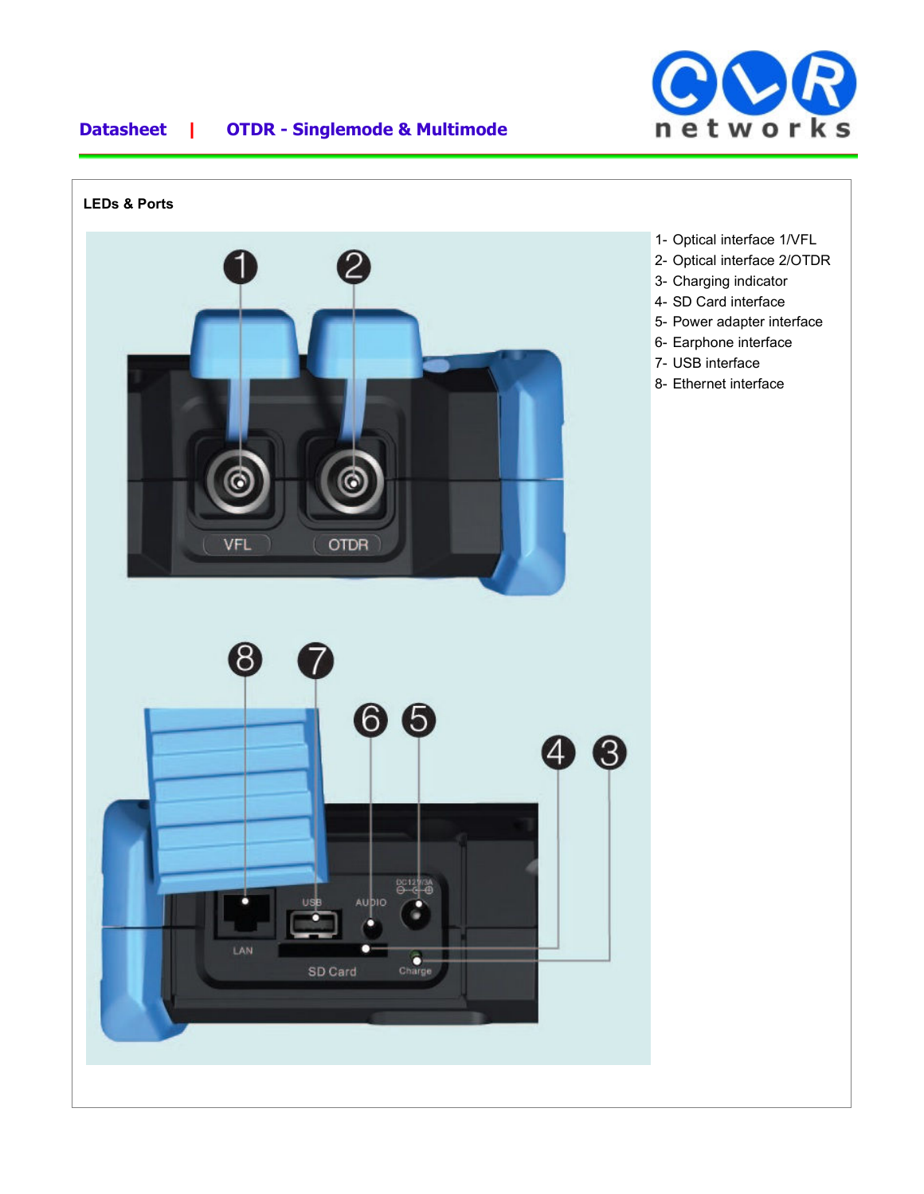## LEDs & Ports

1- Optical interface 1/VFL
2- Optical interface 2/OTDR
3- Charging indicator
4- SD Card interface
5- Power adapter interface
6- Earphone interface
7- USB interface
8- Ethernet interface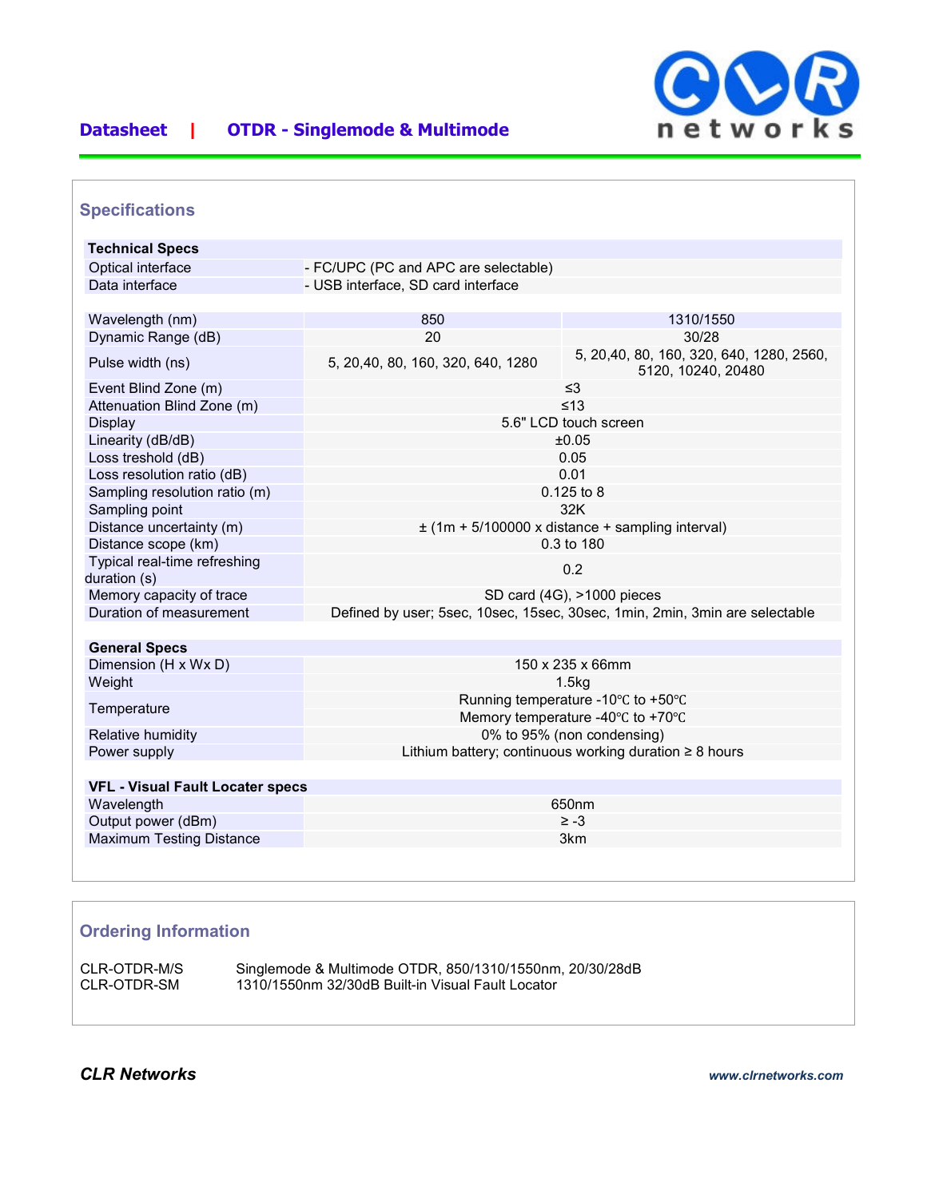**Datasheet | OTDR - Singlemode & Multimode**

## Specifications

| | | |
|---|---|---|
| **Technical Specs** | | |
| Optical interface | - FC/UPC (PC and APC are selectable) | |
| Data interface | - USB interface, SD card interface | |
| | | |
| Wavelength (nm) | 850 | 1310/1550 |
| Dynamic Range (dB) | 20 | 30/28 |
| Pulse width (ns) | 5, 20,40, 80, 160, 320, 640, 1280 | 5, 20,40, 80, 160, 320, 640, 1280, 2560, 5120, 10240, 20480 |
| Event Blind Zone (m) | ≤3 | |
| Attenuation Blind Zone (m) | ≤13 | |
| Display | 5.6" LCD touch screen | |
| Linearity (dB/dB) | ±0.05 | |
| Loss treshold (dB) | 0.05 | |
| Loss resolution ratio (dB) | 0.01 | |
| Sampling resolution ratio (m) | 0.125 to 8 | |
| Sampling point | 32K | |
| Distance uncertainty (m) | ± (1m + 5/100000 x distance + sampling interval) | |
| Distance scope (km) | 0.3 to 180 | |
| Typical real-time refreshing duration (s) | 0.2 | |
| Memory capacity of trace | SD card (4G), >1000 pieces | |
| Duration of measurement | Defined by user; 5sec, 10sec, 15sec, 30sec, 1min, 2min, 3min are selectable | |
| | | |
| **General Specs** | | |
| Dimension (H x Wx D) | 150 x 235 x 66mm | |
| Weight | 1.5kg | |
| Temperature | Running temperature -10℃ to +50℃ | |
| | Memory temperature -40℃ to +70℃ | |
| Relative humidity | 0% to 95% (non condensing) | |
| Power supply | Lithium battery; continuous working duration ≥ 8 hours | |
| | | |
| **VFL - Visual Fault Locater specs** | | |
| Wavelength | 650nm | |
| Output power (dBm) | ≥ -3 | |
| Maximum Testing Distance | 3km | |

## Ordering Information

| | |
|---|---|
| CLR-OTDR-M/S | Singlemode & Multimode OTDR, 850/1310/1550nm, 20/30/28dB |
| CLR-OTDR-SM | 1310/1550nm 32/30dB Built-in Visual Fault Locator |